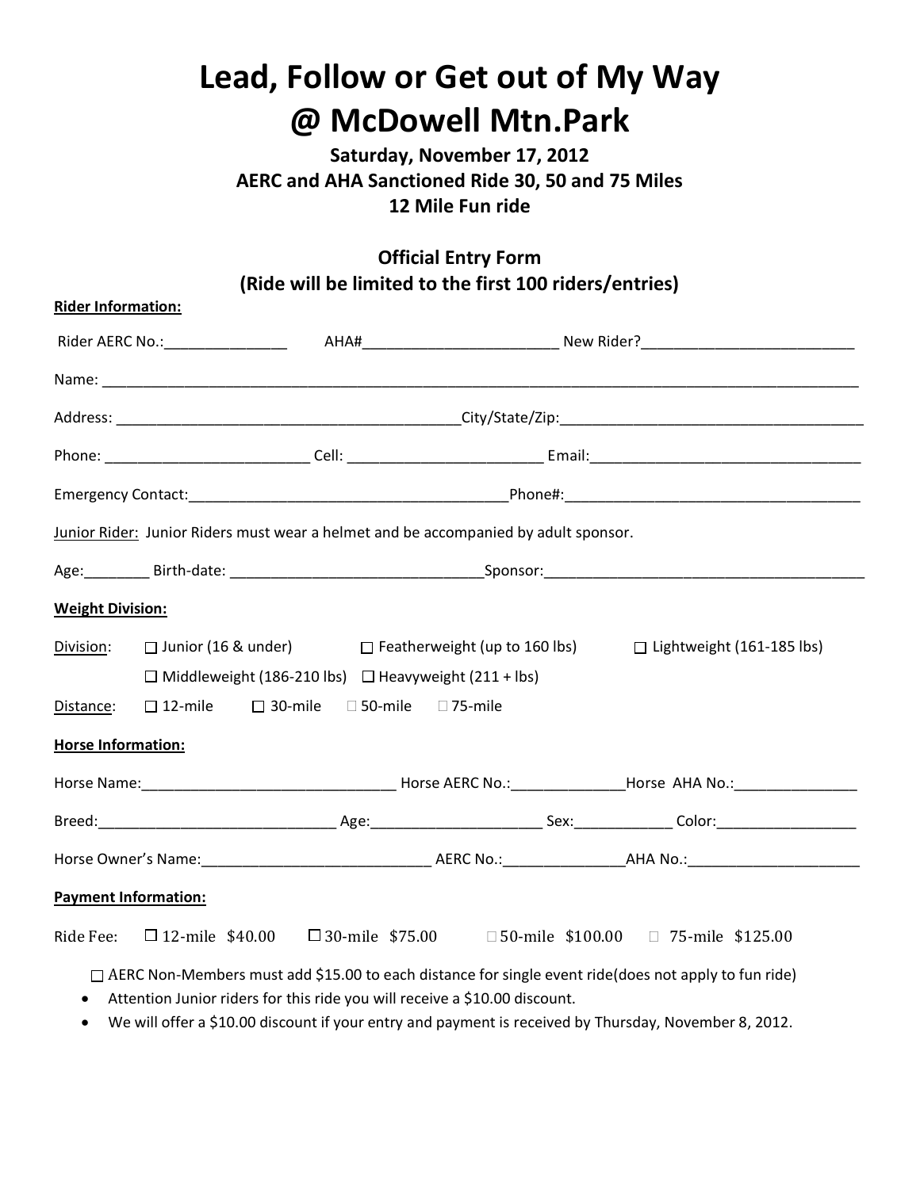# Lead, Follow or Get out of My Way @ McDowell Mtn.Park

### Saturday, November 17, 2012
### AERC and AHA Sanctioned Ride 30, 50 and 75 Miles
### 12 Mile Fun ride

### Official Entry Form
### (Ride will be limited to the first 100 riders/entries)

**Rider Information:**

Rider AERC No.:_______________ AHA#________________________ New Rider?__________________________

Name: ____________________________________________________________________________________________

Address: ___________________________________________City/State/Zip:_____________________________________

Phone: _________________________ Cell: ________________________ Email:_________________________________

Emergency Contact:_______________________________________Phone#:____________________________________

Junior Rider: Junior Riders must wear a helmet and be accompanied by adult sponsor.

Age:________ Birth-date: _______________________________Sponsor:_______________________________________

**Weight Division:**

Division: ☐ Junior (16 & under) ☐ Featherweight (up to 160 lbs) ☐ Lightweight (161-185 lbs)
☐ Middleweight (186-210 lbs) ☐ Heavyweight (211 + lbs)

Distance: ☐ 12-mile ☐ 30-mile ☐ 50-mile ☐ 75-mile

**Horse Information:**

Horse Name:_______________________________ Horse AERC No.:______________Horse AHA No.:_______________

Breed:_____________________________ Age:_____________________ Sex:____________ Color:_________________

Horse Owner's Name:____________________________ AERC No.:_______________AHA No.:_____________________

**Payment Information:**

Ride Fee: ☐ 12-mile $40.00 ☐ 30-mile $75.00 ☐ 50-mile $100.00 ☐ 75-mile $125.00

☐ AERC Non-Members must add $15.00 to each distance for single event ride(does not apply to fun ride)

- Attention Junior riders for this ride you will receive a $10.00 discount.
- We will offer a $10.00 discount if your entry and payment is received by Thursday, November 8, 2012.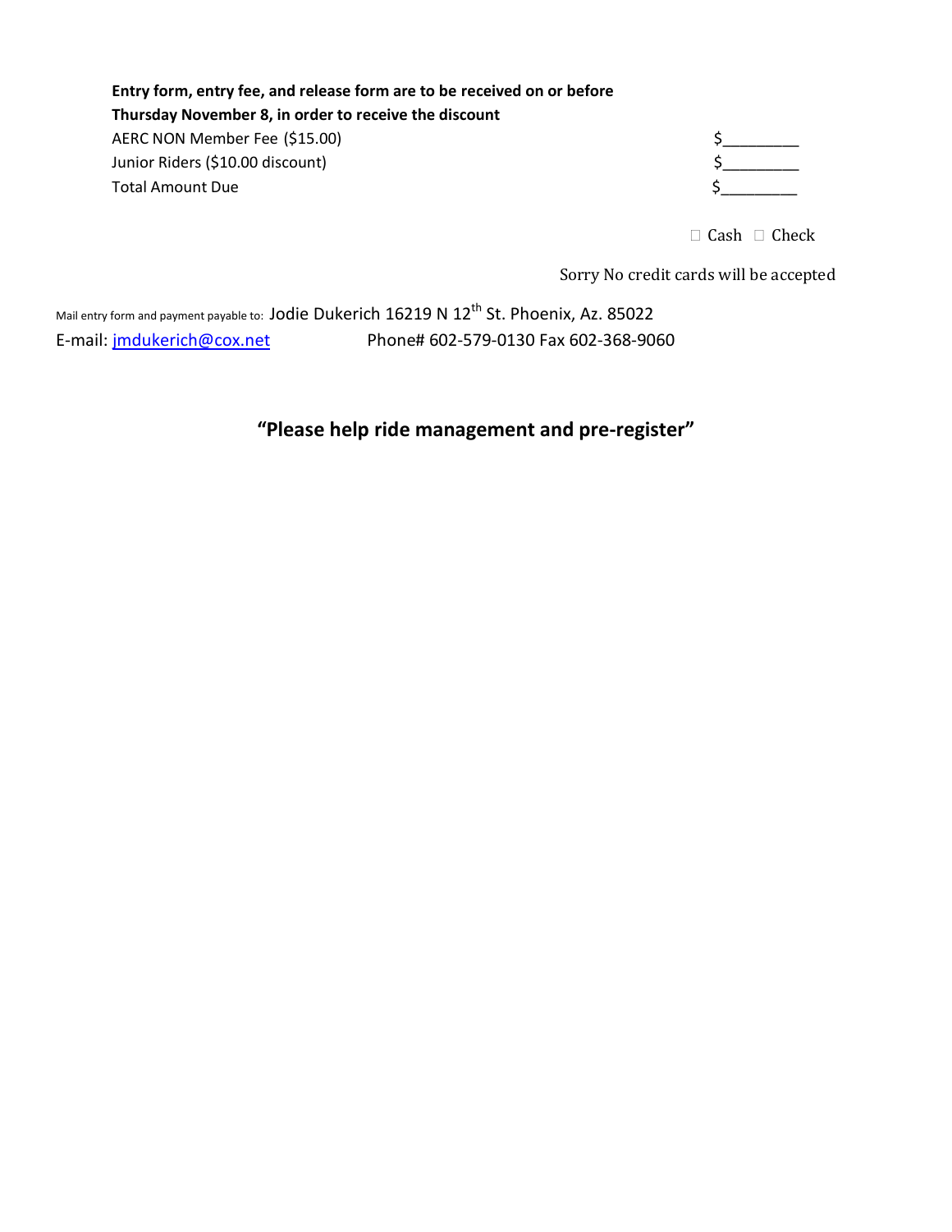**Entry form, entry fee, and release form are to be received on or before Thursday November 8, in order to receive the discount**

| | |
|---|---|
| AERC NON Member Fee ($15.00) | $_________ |
| Junior Riders ($10.00 discount) | $_________ |
| Total Amount Due | $_________ |

☐ Cash ☐ Check

Sorry No credit cards will be accepted

Mail entry form and payment payable to: Jodie Dukerich 16219 N 12th St. Phoenix, Az. 85022

E-mail: jmdukerich@cox.net Phone# 602-579-0130 Fax 602-368-9060

**"Please help ride management and pre-register"**